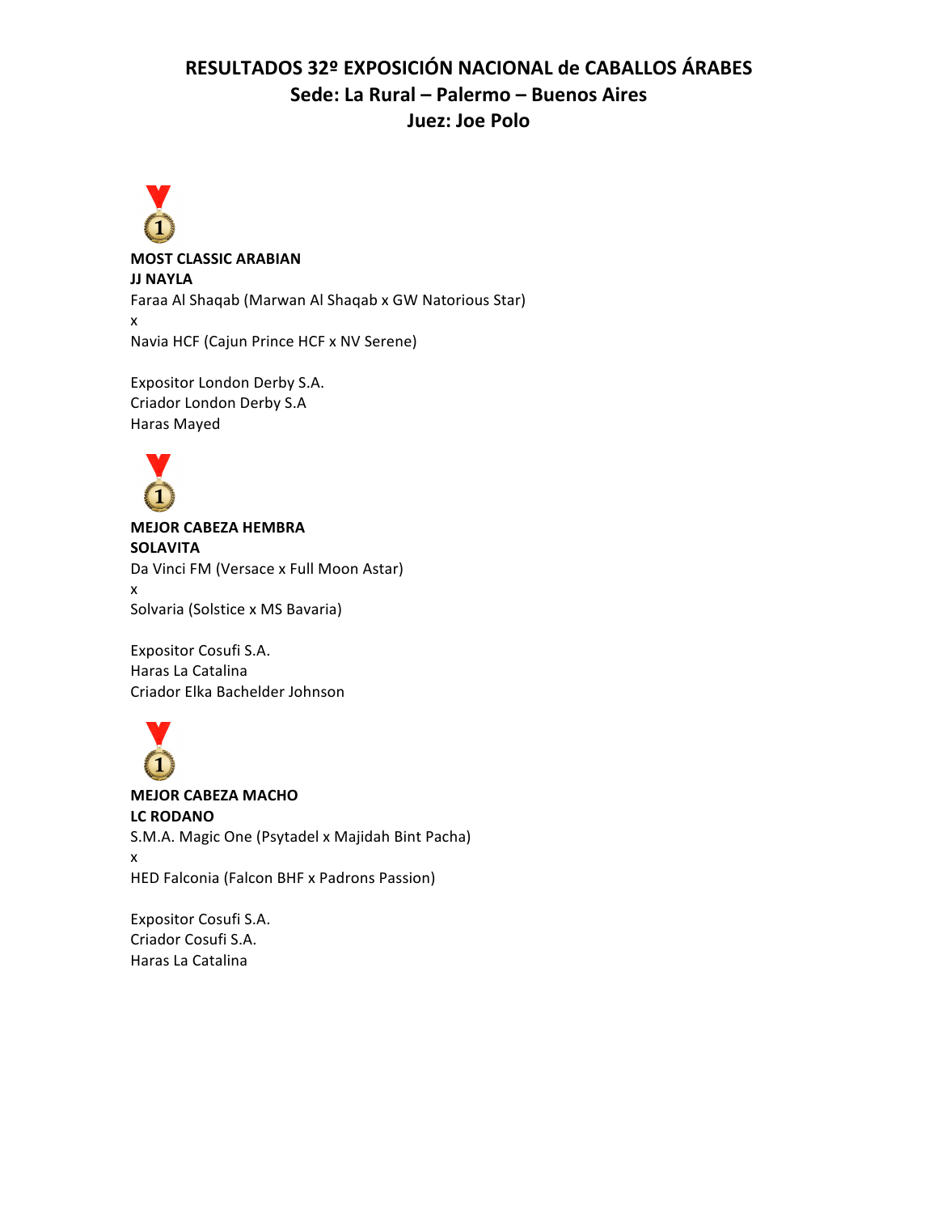# RESULTADOS 32º EXPOSICIÓN NACIONAL de CABALLOS ÁRABES
## Sede: La Rural – Palermo – Buenos Aires
## Juez: Joe Polo

**MOST CLASSIC ARABIAN**
**JJ NAYLA**
Faraa Al Shaqab (Marwan Al Shaqab x GW Natorious Star)
x
Navia HCF (Cajun Prince HCF x NV Serene)

Expositor London Derby S.A.
Criador London Derby S.A
Haras Mayed

**MEJOR CABEZA HEMBRA**
**SOLAVITA**
Da Vinci FM (Versace x Full Moon Astar)
x
Solvaria (Solstice x MS Bavaria)

Expositor Cosufi S.A.
Haras La Catalina
Criador Elka Bachelder Johnson

**MEJOR CABEZA MACHO**
**LC RODANO**
S.M.A. Magic One (Psytadel x Majidah Bint Pacha)
x
HED Falconia (Falcon BHF x Padrons Passion)

Expositor Cosufi S.A.
Criador Cosufi S.A.
Haras La Catalina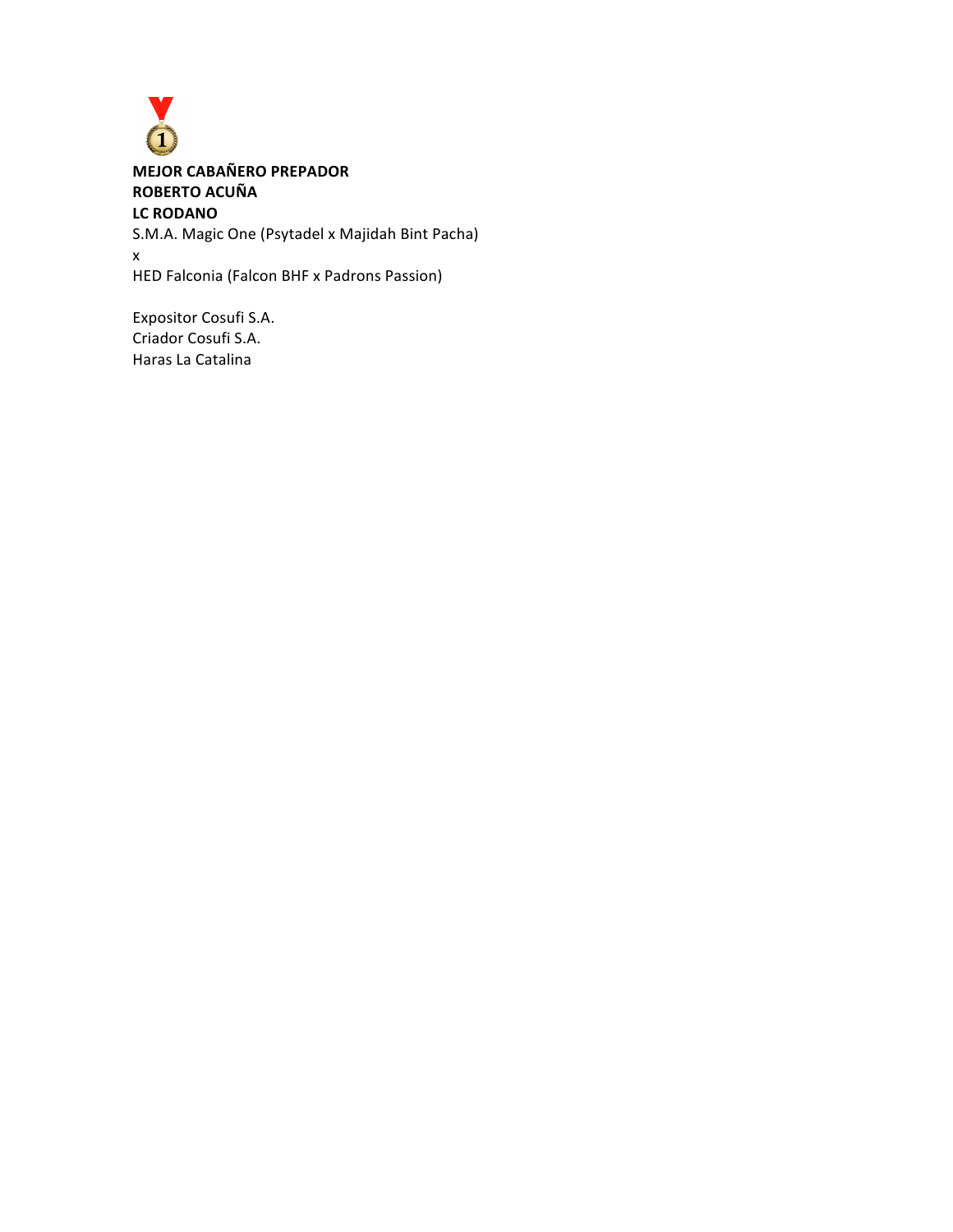**MEJOR CABAÑERO PREPADOR**
**ROBERTO ACUÑA**
**LC RODANO**

S.M.A. Magic One (Psytadel x Majidah Bint Pacha)
x
HED Falconia (Falcon BHF x Padrons Passion)

Expositor Cosufi S.A.
Criador Cosufi S.A.
Haras La Catalina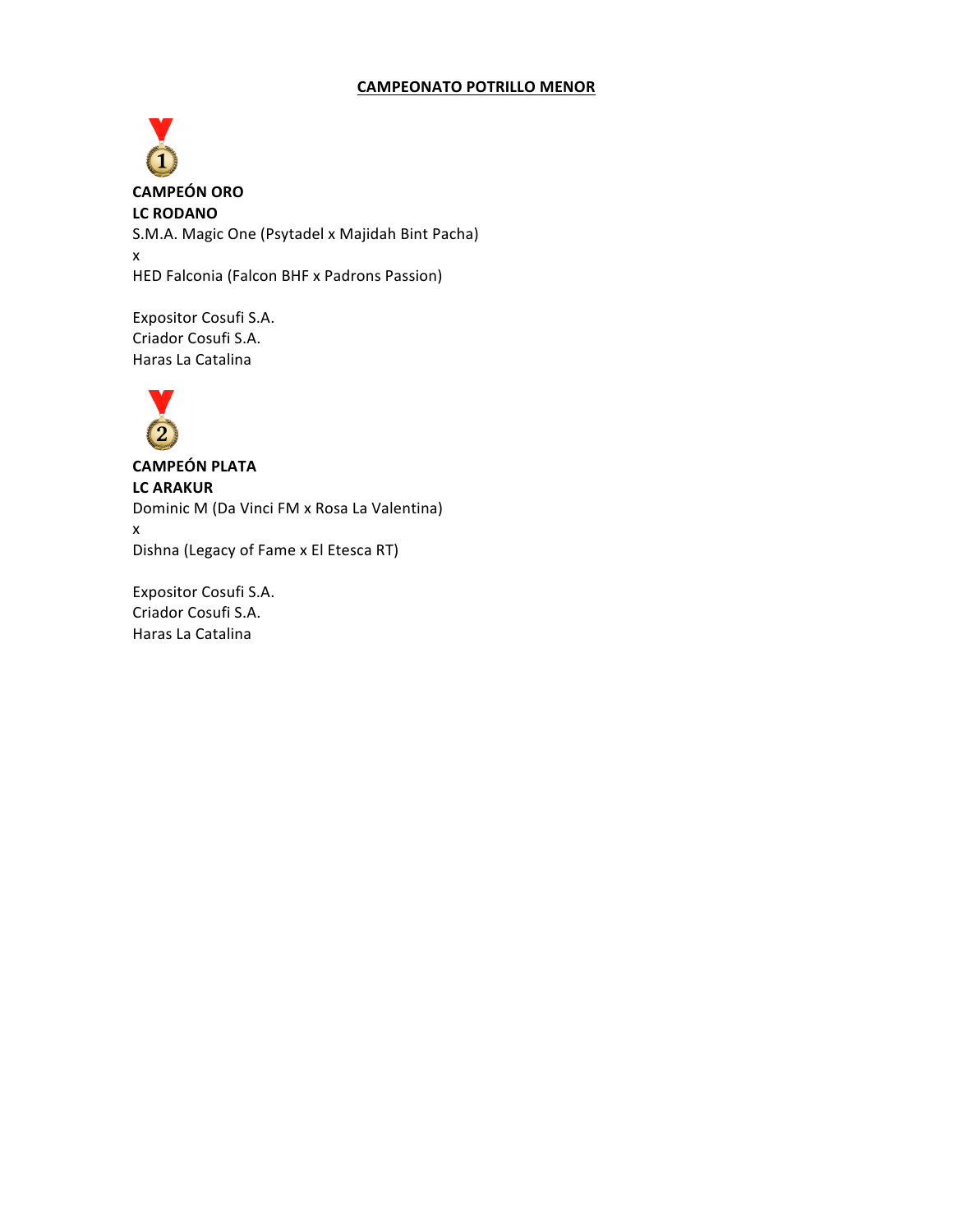## CAMPEONATO POTRILLO MENOR

**CAMPEÓN ORO**
**LC RODANO**
S.M.A. Magic One (Psytadel x Majidah Bint Pacha)
x
HED Falconia (Falcon BHF x Padrons Passion)

Expositor Cosufi S.A.
Criador Cosufi S.A.
Haras La Catalina

**CAMPEÓN PLATA**
**LC ARAKUR**
Dominic M (Da Vinci FM x Rosa La Valentina)
x
Dishna (Legacy of Fame x El Etesca RT)

Expositor Cosufi S.A.
Criador Cosufi S.A.
Haras La Catalina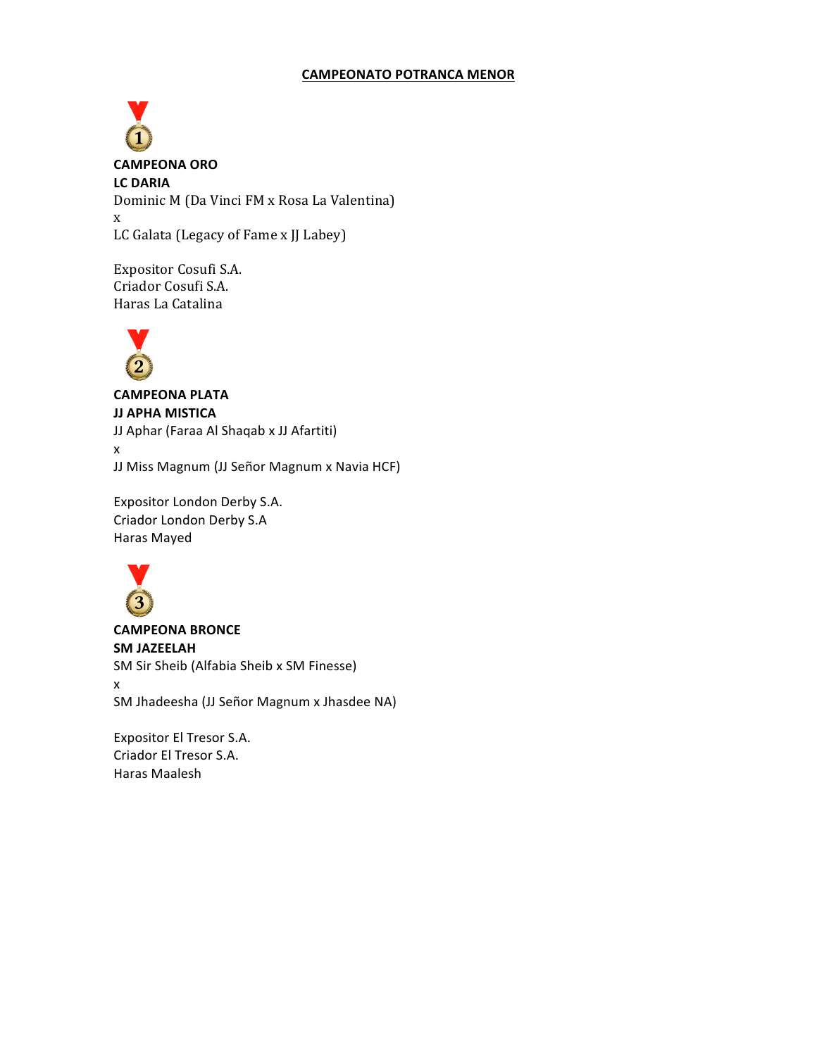## CAMPEONATO POTRANCA MENOR

**CAMPEONA ORO**
**LC DARIA**
Dominic M (Da Vinci FM x Rosa La Valentina)
x
LC Galata (Legacy of Fame x JJ Labey)

Expositor Cosufi S.A.
Criador Cosufi S.A.
Haras La Catalina

**CAMPEONA PLATA**
**JJ APHA MISTICA**
JJ Aphar (Faraa Al Shaqab x JJ Afartiti)
x
JJ Miss Magnum (JJ Señor Magnum x Navia HCF)

Expositor London Derby S.A.
Criador London Derby S.A
Haras Mayed

**CAMPEONA BRONCE**
**SM JAZEELAH**
SM Sir Sheib (Alfabia Sheib x SM Finesse)
x
SM Jhadeesha (JJ Señor Magnum x Jhasdee NA)

Expositor El Tresor S.A.
Criador El Tresor S.A.
Haras Maalesh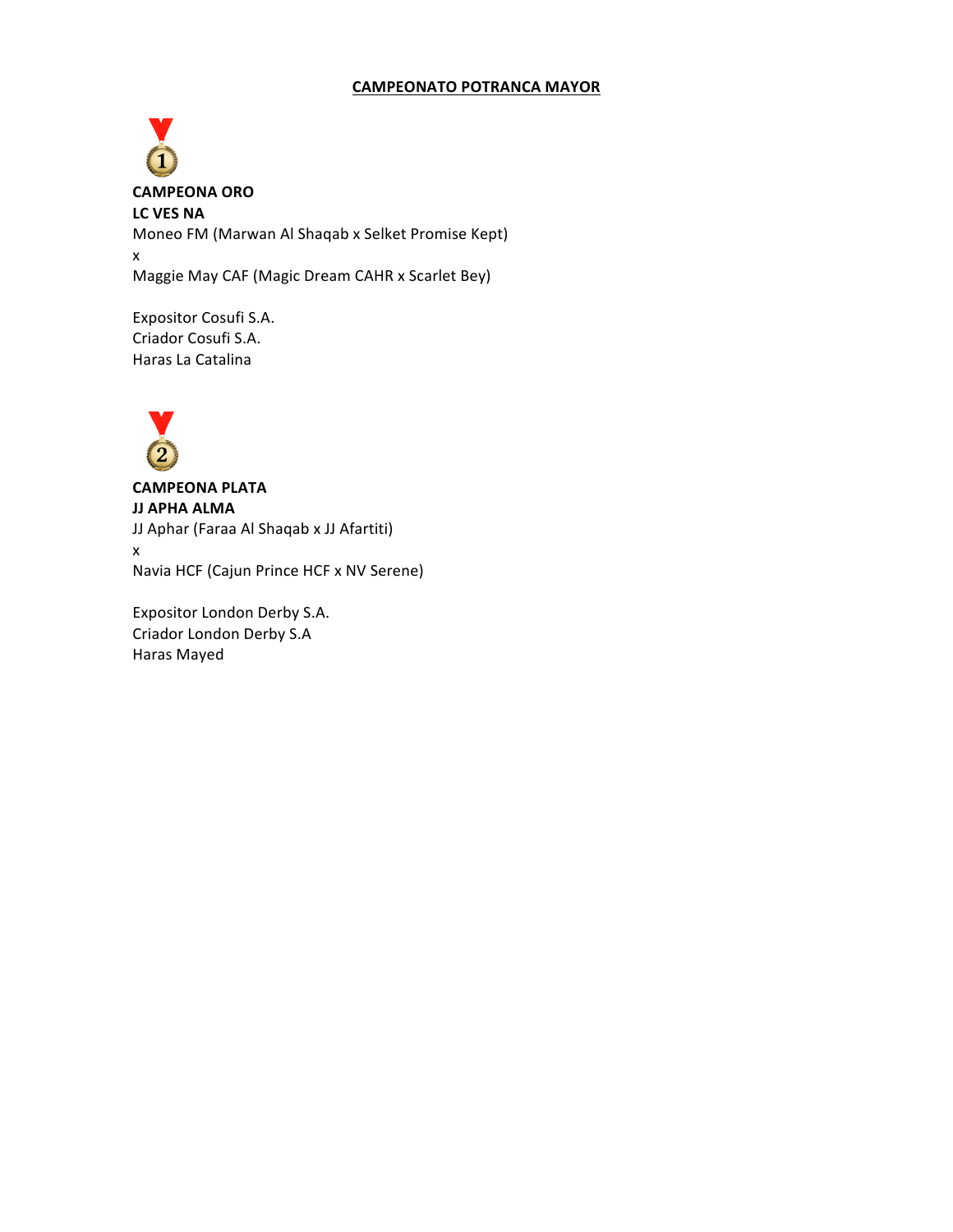## CAMPEONATO POTRANCA MAYOR

**CAMPEONA ORO**
**LC VES NA**
Moneo FM (Marwan Al Shaqab x Selket Promise Kept)
x
Maggie May CAF (Magic Dream CAHR x Scarlet Bey)

Expositor Cosufi S.A.
Criador Cosufi S.A.
Haras La Catalina

**CAMPEONA PLATA**
**JJ APHA ALMA**
JJ Aphar (Faraa Al Shaqab x JJ Afartiti)
x
Navia HCF (Cajun Prince HCF x NV Serene)

Expositor London Derby S.A.
Criador London Derby S.A
Haras Mayed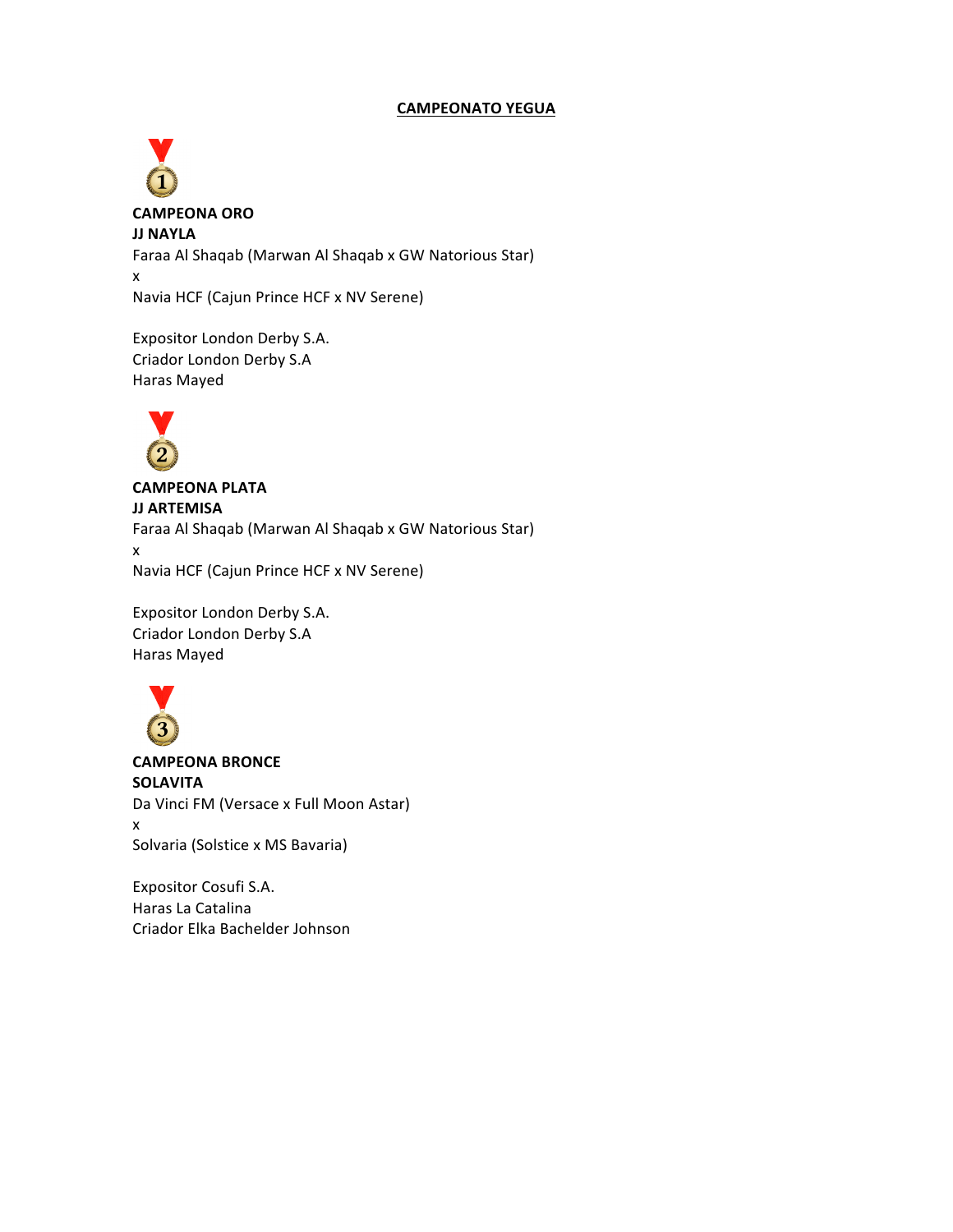**CAMPEONATO YEGUA**

**CAMPEONA ORO**
**JJ NAYLA**
Faraa Al Shaqab (Marwan Al Shaqab x GW Natorious Star)
x
Navia HCF (Cajun Prince HCF x NV Serene)

Expositor London Derby S.A.
Criador London Derby S.A
Haras Mayed

**CAMPEONA PLATA**
**JJ ARTEMISA**
Faraa Al Shaqab (Marwan Al Shaqab x GW Natorious Star)
x
Navia HCF (Cajun Prince HCF x NV Serene)

Expositor London Derby S.A.
Criador London Derby S.A
Haras Mayed

**CAMPEONA BRONCE**
**SOLAVITA**
Da Vinci FM (Versace x Full Moon Astar)
x
Solvaria (Solstice x MS Bavaria)

Expositor Cosufi S.A.
Haras La Catalina
Criador Elka Bachelder Johnson